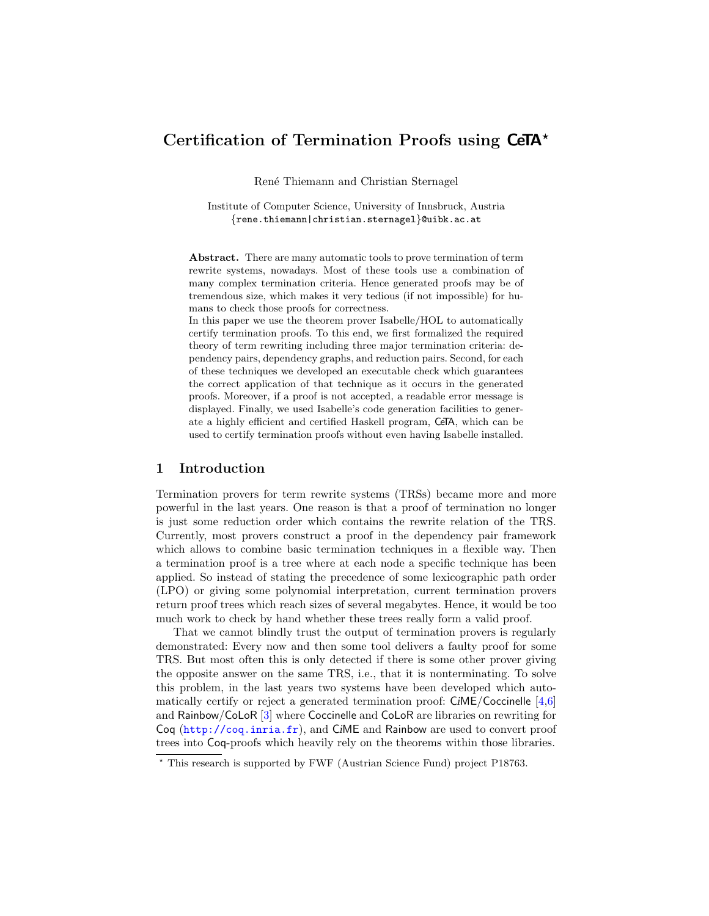# Certification of Termination Proofs using CeTA*

René Thiemann and Christian Sternagel

Institute of Computer Science, University of Innsbruck, Austria
{rene.thiemann|christian.sternagel}@uibk.ac.at

**Abstract.** There are many automatic tools to prove termination of term rewrite systems, nowadays. Most of these tools use a combination of many complex termination criteria. Hence generated proofs may be of tremendous size, which makes it very tedious (if not impossible) for humans to check those proofs for correctness.
In this paper we use the theorem prover Isabelle/HOL to automatically certify termination proofs. To this end, we first formalized the required theory of term rewriting including three major termination criteria: dependency pairs, dependency graphs, and reduction pairs. Second, for each of these techniques we developed an executable check which guarantees the correct application of that technique as it occurs in the generated proofs. Moreover, if a proof is not accepted, a readable error message is displayed. Finally, we used Isabelle's code generation facilities to generate a highly efficient and certified Haskell program, CeTA, which can be used to certify termination proofs without even having Isabelle installed.

## 1 Introduction

Termination provers for term rewrite systems (TRSs) became more and more powerful in the last years. One reason is that a proof of termination no longer is just some reduction order which contains the rewrite relation of the TRS. Currently, most provers construct a proof in the dependency pair framework which allows to combine basic termination techniques in a flexible way. Then a termination proof is a tree where at each node a specific technique has been applied. So instead of stating the precedence of some lexicographic path order (LPO) or giving some polynomial interpretation, current termination provers return proof trees which reach sizes of several megabytes. Hence, it would be too much work to check by hand whether these trees really form a valid proof.

That we cannot blindly trust the output of termination provers is regularly demonstrated: Every now and then some tool delivers a faulty proof for some TRS. But most often this is only detected if there is some other prover giving the opposite answer on the same TRS, i.e., that it is nonterminating. To solve this problem, in the last years two systems have been developed which automatically certify or reject a generated termination proof: CiME/Coccinelle [4,6] and Rainbow/CoLoR [3] where Coccinelle and CoLoR are libraries on rewriting for Coq (http://coq.inria.fr), and CiME and Rainbow are used to convert proof trees into Coq-proofs which heavily rely on the theorems within those libraries.

* This research is supported by FWF (Austrian Science Fund) project P18763.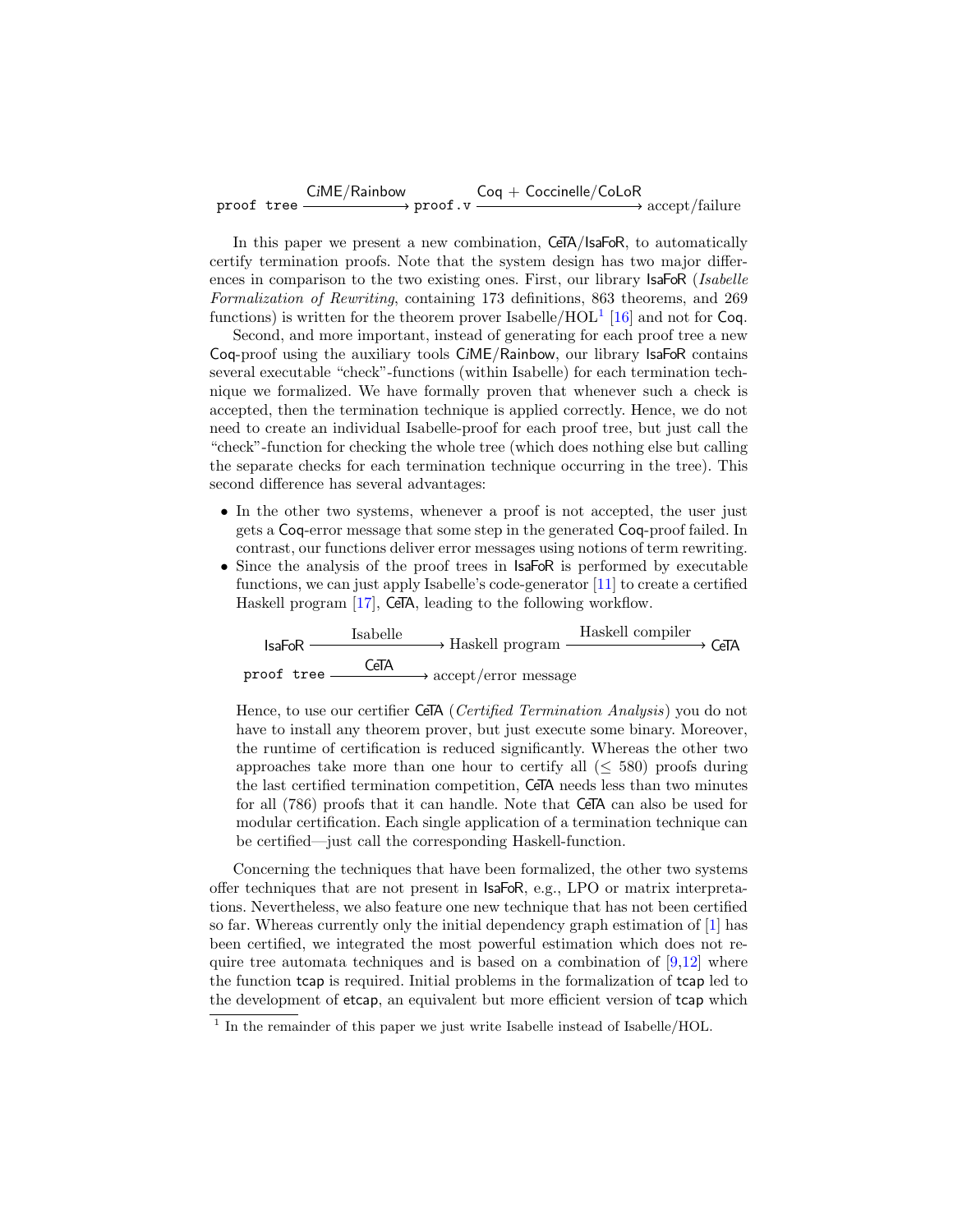$$\texttt{proof tree} \xrightarrow{\textsf{CiME/Rainbow}} \texttt{proof.v} \xrightarrow{\textsf{Coq + Coccinelle/CoLoR}} \text{accept/failure}$$

In this paper we present a new combination, CeTA/IsaFoR, to automatically certify termination proofs. Note that the system design has two major differences in comparison to the two existing ones. First, our library IsaFoR (*Isabelle Formalization of Rewriting*, containing 173 definitions, 863 theorems, and 269 functions) is written for the theorem prover Isabelle/HOL[1] [16] and not for Coq.

Second, and more important, instead of generating for each proof tree a new Coq-proof using the auxiliary tools CiME/Rainbow, our library IsaFoR contains several executable "check"-functions (within Isabelle) for each termination technique we formalized. We have formally proven that whenever such a check is accepted, then the termination technique is applied correctly. Hence, we do not need to create an individual Isabelle-proof for each proof tree, but just call the "check"-function for checking the whole tree (which does nothing else but calling the separate checks for each termination technique occurring in the tree). This second difference has several advantages:

- In the other two systems, whenever a proof is not accepted, the user just gets a Coq-error message that some step in the generated Coq-proof failed. In contrast, our functions deliver error messages using notions of term rewriting.
- Since the analysis of the proof trees in IsaFoR is performed by executable functions, we can just apply Isabelle's code-generator [11] to create a certified Haskell program [17], CeTA, leading to the following workflow.

$$\textsf{IsaFoR} \xrightarrow{\text{Isabelle}} \text{Haskell program} \xrightarrow{\text{Haskell compiler}} \textsf{CeTA}$$

$$\texttt{proof tree} \xrightarrow{\textsf{CeTA}} \text{accept/error message}$$

Hence, to use our certifier CeTA (*Certified Termination Analysis*) you do not have to install any theorem prover, but just execute some binary. Moreover, the runtime of certification is reduced significantly. Whereas the other two approaches take more than one hour to certify all ($\leq$ 580) proofs during the last certified termination competition, CeTA needs less than two minutes for all (786) proofs that it can handle. Note that CeTA can also be used for modular certification. Each single application of a termination technique can be certified—just call the corresponding Haskell-function.

Concerning the techniques that have been formalized, the other two systems offer techniques that are not present in IsaFoR, e.g., LPO or matrix interpretations. Nevertheless, we also feature one new technique that has not been certified so far. Whereas currently only the initial dependency graph estimation of [1] has been certified, we integrated the most powerful estimation which does not require tree automata techniques and is based on a combination of [9,12] where the function tcap is required. Initial problems in the formalization of tcap led to the development of etcap, an equivalent but more efficient version of tcap which

[1] In the remainder of this paper we just write Isabelle instead of Isabelle/HOL.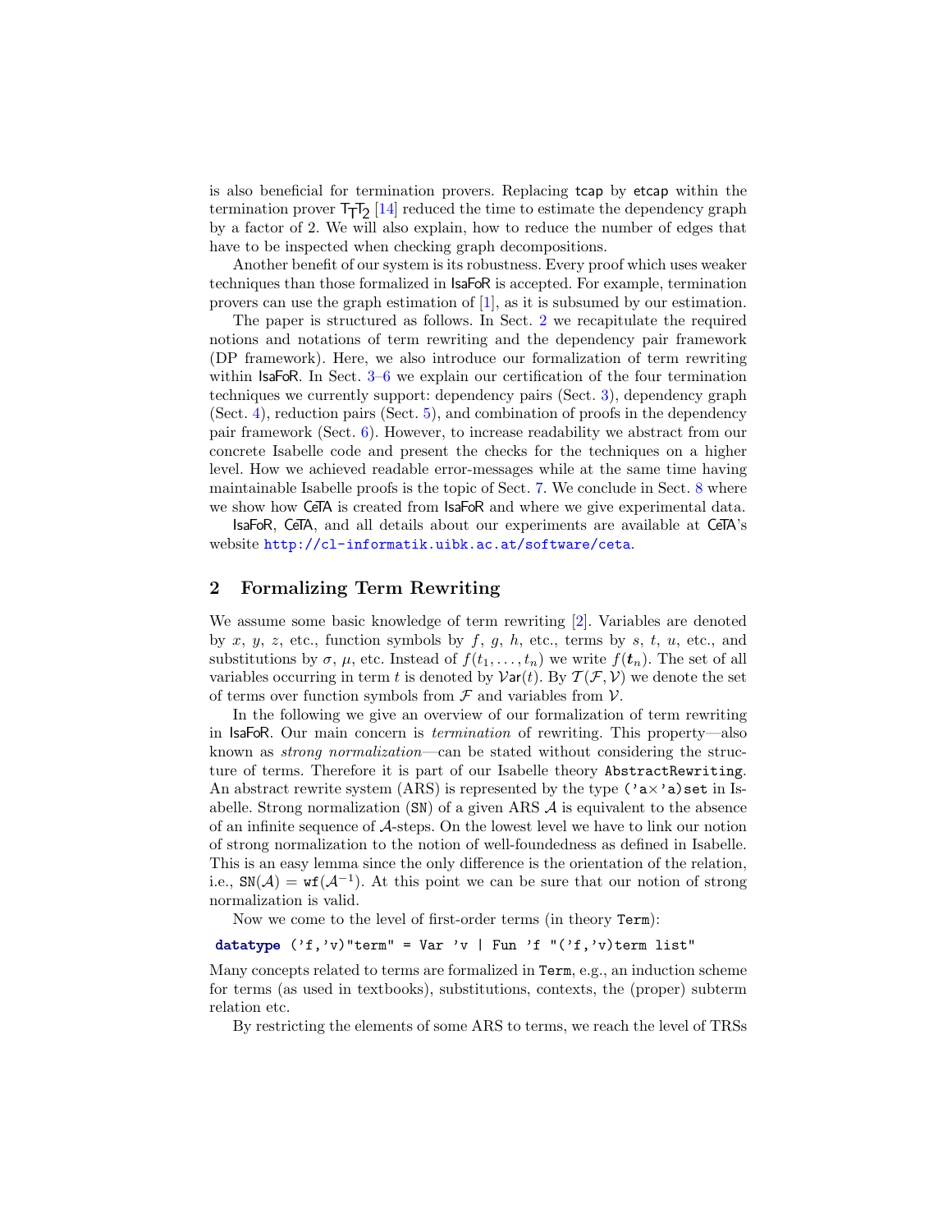is also beneficial for termination provers. Replacing tcap by etcap within the termination prover $\mathsf{T_TT_2}$ [14] reduced the time to estimate the dependency graph by a factor of 2. We will also explain, how to reduce the number of edges that have to be inspected when checking graph decompositions.

Another benefit of our system is its robustness. Every proof which uses weaker techniques than those formalized in IsaFoR is accepted. For example, termination provers can use the graph estimation of [1], as it is subsumed by our estimation.

The paper is structured as follows. In Sect. 2 we recapitulate the required notions and notations of term rewriting and the dependency pair framework (DP framework). Here, we also introduce our formalization of term rewriting within IsaFoR. In Sect. 3–6 we explain our certification of the four termination techniques we currently support: dependency pairs (Sect. 3), dependency graph (Sect. 4), reduction pairs (Sect. 5), and combination of proofs in the dependency pair framework (Sect. 6). However, to increase readability we abstract from our concrete Isabelle code and present the checks for the techniques on a higher level. How we achieved readable error-messages while at the same time having maintainable Isabelle proofs is the topic of Sect. 7. We conclude in Sect. 8 where we show how CeTA is created from IsaFoR and where we give experimental data.

IsaFoR, CeTA, and all details about our experiments are available at CeTA's website http://cl-informatik.uibk.ac.at/software/ceta.

## 2 Formalizing Term Rewriting

We assume some basic knowledge of term rewriting [2]. Variables are denoted by $x$, $y$, $z$, etc., function symbols by $f$, $g$, $h$, etc., terms by $s$, $t$, $u$, etc., and substitutions by $\sigma$, $\mu$, etc. Instead of $f(t_1,\ldots,t_n)$ we write $f(\boldsymbol{t}_n)$. The set of all variables occurring in term $t$ is denoted by $\mathcal{V}\mathsf{ar}(t)$. By $\mathcal{T}(\mathcal{F},\mathcal{V})$ we denote the set of terms over function symbols from $\mathcal{F}$ and variables from $\mathcal{V}$.

In the following we give an overview of our formalization of term rewriting in IsaFoR. Our main concern is *termination* of rewriting. This property—also known as *strong normalization*—can be stated without considering the structure of terms. Therefore it is part of our Isabelle theory AbstractRewriting. An abstract rewrite system (ARS) is represented by the type ('a×'a)set in Isabelle. Strong normalization (SN) of a given ARS $\mathcal{A}$ is equivalent to the absence of an infinite sequence of $\mathcal{A}$-steps. On the lowest level we have to link our notion of strong normalization to the notion of well-foundedness as defined in Isabelle. This is an easy lemma since the only difference is the orientation of the relation, i.e., $\mathtt{SN}(\mathcal{A}) = \mathtt{wf}(\mathcal{A}^{-1})$. At this point we can be sure that our notion of strong normalization is valid.

Now we come to the level of first-order terms (in theory Term):

```
datatype ('f,'v)"term" = Var 'v | Fun 'f "('f,'v)term list"
```

Many concepts related to terms are formalized in Term, e.g., an induction scheme for terms (as used in textbooks), substitutions, contexts, the (proper) subterm relation etc.

By restricting the elements of some ARS to terms, we reach the level of TRSs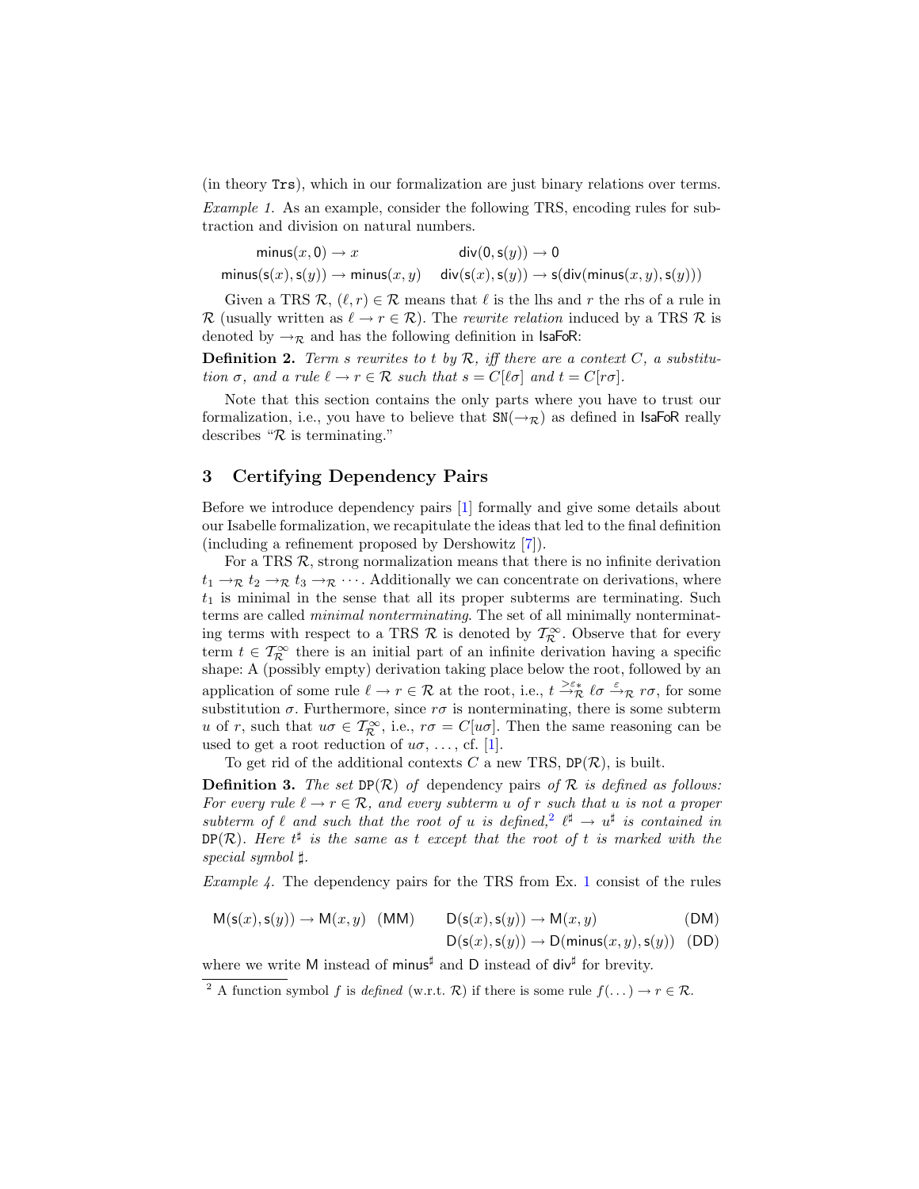(in theory Trs), which in our formalization are just binary relations over terms.

*Example 1.* As an example, consider the following TRS, encoding rules for subtraction and division on natural numbers.

$$\mathsf{minus}(x, \mathsf{0}) \to x \qquad \mathsf{div}(\mathsf{0}, \mathsf{s}(y)) \to \mathsf{0}$$

$$\mathsf{minus}(\mathsf{s}(x), \mathsf{s}(y)) \to \mathsf{minus}(x, y) \qquad \mathsf{div}(\mathsf{s}(x), \mathsf{s}(y)) \to \mathsf{s}(\mathsf{div}(\mathsf{minus}(x, y), \mathsf{s}(y)))$$

Given a TRS $\mathcal{R}$, $(\ell, r) \in \mathcal{R}$ means that $\ell$ is the lhs and $r$ the rhs of a rule in $\mathcal{R}$ (usually written as $\ell \to r \in \mathcal{R}$). The *rewrite relation* induced by a TRS $\mathcal{R}$ is denoted by $\to_\mathcal{R}$ and has the following definition in IsaFoR:

**Definition 2.** *Term $s$ rewrites to $t$ by $\mathcal{R}$, iff there are a context $C$, a substitution $\sigma$, and a rule $\ell \to r \in \mathcal{R}$ such that $s = C[\ell\sigma]$ and $t = C[r\sigma]$.*

Note that this section contains the only parts where you have to trust our formalization, i.e., you have to believe that $\mathtt{SN}(\to_\mathcal{R})$ as defined in IsaFoR really describes "$\mathcal{R}$ is terminating."

## 3 Certifying Dependency Pairs

Before we introduce dependency pairs [1] formally and give some details about our Isabelle formalization, we recapitulate the ideas that led to the final definition (including a refinement proposed by Dershowitz [7]).

For a TRS $\mathcal{R}$, strong normalization means that there is no infinite derivation $t_1 \to_\mathcal{R} t_2 \to_\mathcal{R} t_3 \to_\mathcal{R} \cdots$. Additionally we can concentrate on derivations, where $t_1$ is minimal in the sense that all its proper subterms are terminating. Such terms are called *minimal nonterminating*. The set of all minimally nonterminating terms with respect to a TRS $\mathcal{R}$ is denoted by $\mathcal{T}^\infty_\mathcal{R}$. Observe that for every term $t \in \mathcal{T}^\infty_\mathcal{R}$ there is an initial part of an infinite derivation having a specific shape: A (possibly empty) derivation taking place below the root, followed by an application of some rule $\ell \to r \in \mathcal{R}$ at the root, i.e., $t \xrightarrow{>\varepsilon *}_\mathcal{R} \ell\sigma \xrightarrow{\varepsilon}_\mathcal{R} r\sigma$, for some substitution $\sigma$. Furthermore, since $r\sigma$ is nonterminating, there is some subterm $u$ of $r$, such that $u\sigma \in \mathcal{T}^\infty_\mathcal{R}$, i.e., $r\sigma = C[u\sigma]$. Then the same reasoning can be used to get a root reduction of $u\sigma$, ..., cf. [1].

To get rid of the additional contexts $C$ a new TRS, $\mathtt{DP}(\mathcal{R})$, is built.

**Definition 3.** *The set $\mathtt{DP}(\mathcal{R})$ of* dependency pairs *of $\mathcal{R}$ is defined as follows: For every rule $\ell \to r \in \mathcal{R}$, and every subterm $u$ of $r$ such that $u$ is not a proper subterm of $\ell$ and such that the root of $u$ is defined,[2] $\ell^\sharp \to u^\sharp$ is contained in $\mathtt{DP}(\mathcal{R})$. Here $t^\sharp$ is the same as $t$ except that the root of $t$ is marked with the special symbol $\sharp$.*

*Example 4.* The dependency pairs for the TRS from Ex. 1 consist of the rules

$$\mathsf{M}(\mathsf{s}(x), \mathsf{s}(y)) \to \mathsf{M}(x, y) \quad (\mathsf{MM}) \qquad \mathsf{D}(\mathsf{s}(x), \mathsf{s}(y)) \to \mathsf{M}(x, y) \quad (\mathsf{DM})$$

$$\mathsf{D}(\mathsf{s}(x), \mathsf{s}(y)) \to \mathsf{D}(\mathsf{minus}(x, y), \mathsf{s}(y)) \quad (\mathsf{DD})$$

where we write $\mathsf{M}$ instead of $\mathsf{minus}^\sharp$ and $\mathsf{D}$ instead of $\mathsf{div}^\sharp$ for brevity.

---

[2] A function symbol $f$ is *defined* (w.r.t. $\mathcal{R}$) if there is some rule $f(\dots) \to r \in \mathcal{R}$.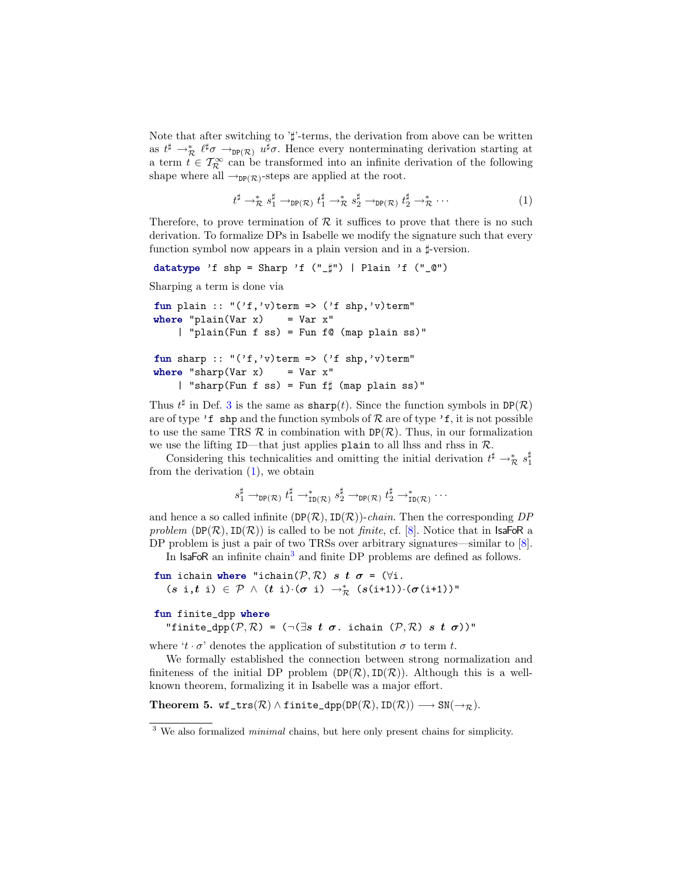Note that after switching to '$\sharp$'-terms, the derivation from above can be written as $t^\sharp \rightarrow^*_{\mathcal{R}} \ell^\sharp\sigma \rightarrow_{\mathtt{DP}(\mathcal{R})} u^\sharp\sigma$. Hence every nonterminating derivation starting at a term $t \in \mathcal{T}^\infty_{\mathcal{R}}$ can be transformed into an infinite derivation of the following shape where all $\rightarrow_{\mathtt{DP}(\mathcal{R})}$-steps are applied at the root.

$$t^\sharp \rightarrow^*_{\mathcal{R}} s_1^\sharp \rightarrow_{\mathtt{DP}(\mathcal{R})} t_1^\sharp \rightarrow^*_{\mathcal{R}} s_2^\sharp \rightarrow_{\mathtt{DP}(\mathcal{R})} t_2^\sharp \rightarrow^*_{\mathcal{R}} \cdots \tag{1}$$

Therefore, to prove termination of $\mathcal{R}$ it suffices to prove that there is no such derivation. To formalize DPs in Isabelle we modify the signature such that every function symbol now appears in a plain version and in a $\sharp$-version.

```
datatype 'f shp = Sharp 'f ("_♯") | Plain 'f ("_@")
```

Sharping a term is done via

```
fun plain :: "('f,'v)term => ('f shp,'v)term"
where "plain(Var x)    = Var x"
    | "plain(Fun f ss) = Fun f@ (map plain ss)"

fun sharp :: "('f,'v)term => ('f shp,'v)term"
where "sharp(Var x)    = Var x"
    | "sharp(Fun f ss) = Fun f♯ (map plain ss)"
```

Thus $t^\sharp$ in Def. 3 is the same as $\mathtt{sharp}(t)$. Since the function symbols in $\mathtt{DP}(\mathcal{R})$ are of type `'f shp` and the function symbols of $\mathcal{R}$ are of type `'f`, it is not possible to use the same TRS $\mathcal{R}$ in combination with $\mathtt{DP}(\mathcal{R})$. Thus, in our formalization we use the lifting `ID`—that just applies `plain` to all lhss and rhss in $\mathcal{R}$.

Considering this technicalities and omitting the initial derivation $t^\sharp \rightarrow^*_{\mathcal{R}} s_1^\sharp$ from the derivation (1), we obtain

$$s_1^\sharp \rightarrow_{\mathtt{DP}(\mathcal{R})} t_1^\sharp \rightarrow^*_{\mathtt{ID}(\mathcal{R})} s_2^\sharp \rightarrow_{\mathtt{DP}(\mathcal{R})} t_2^\sharp \rightarrow^*_{\mathtt{ID}(\mathcal{R})} \cdots$$

and hence a so called infinite $(\mathtt{DP}(\mathcal{R}), \mathtt{ID}(\mathcal{R}))$-*chain*. Then the corresponding *DP problem* $(\mathtt{DP}(\mathcal{R}), \mathtt{ID}(\mathcal{R}))$ is called to be not *finite*, cf. [8]. Notice that in IsaFoR a DP problem is just a pair of two TRSs over arbitrary signatures—similar to [8].

In IsaFoR an infinite chain[3] and finite DP problems are defined as follows.

```
fun ichain where "ichain(𝒫,ℛ) s t σ = (∀i.
  (s i,t i) ∈ 𝒫 ∧ (t i)·(σ i) →*ℛ (s(i+1))·(σ(i+1))"

fun finite_dpp where
  "finite_dpp(𝒫,ℛ) = (¬(∃s t σ. ichain (𝒫,ℛ) s t σ))"
```

where '$t \cdot \sigma$' denotes the application of substitution $\sigma$ to term $t$.

We formally established the connection between strong normalization and finiteness of the initial DP problem $(\mathtt{DP}(\mathcal{R}), \mathtt{ID}(\mathcal{R}))$. Although this is a well-known theorem, formalizing it in Isabelle was a major effort.

**Theorem 5.** $\mathtt{wf\_trs}(\mathcal{R}) \wedge \mathtt{finite\_dpp}(\mathtt{DP}(\mathcal{R}), \mathtt{ID}(\mathcal{R})) \longrightarrow \mathtt{SN}(\rightarrow_{\mathcal{R}})$.

[3] We also formalized *minimal* chains, but here only present chains for simplicity.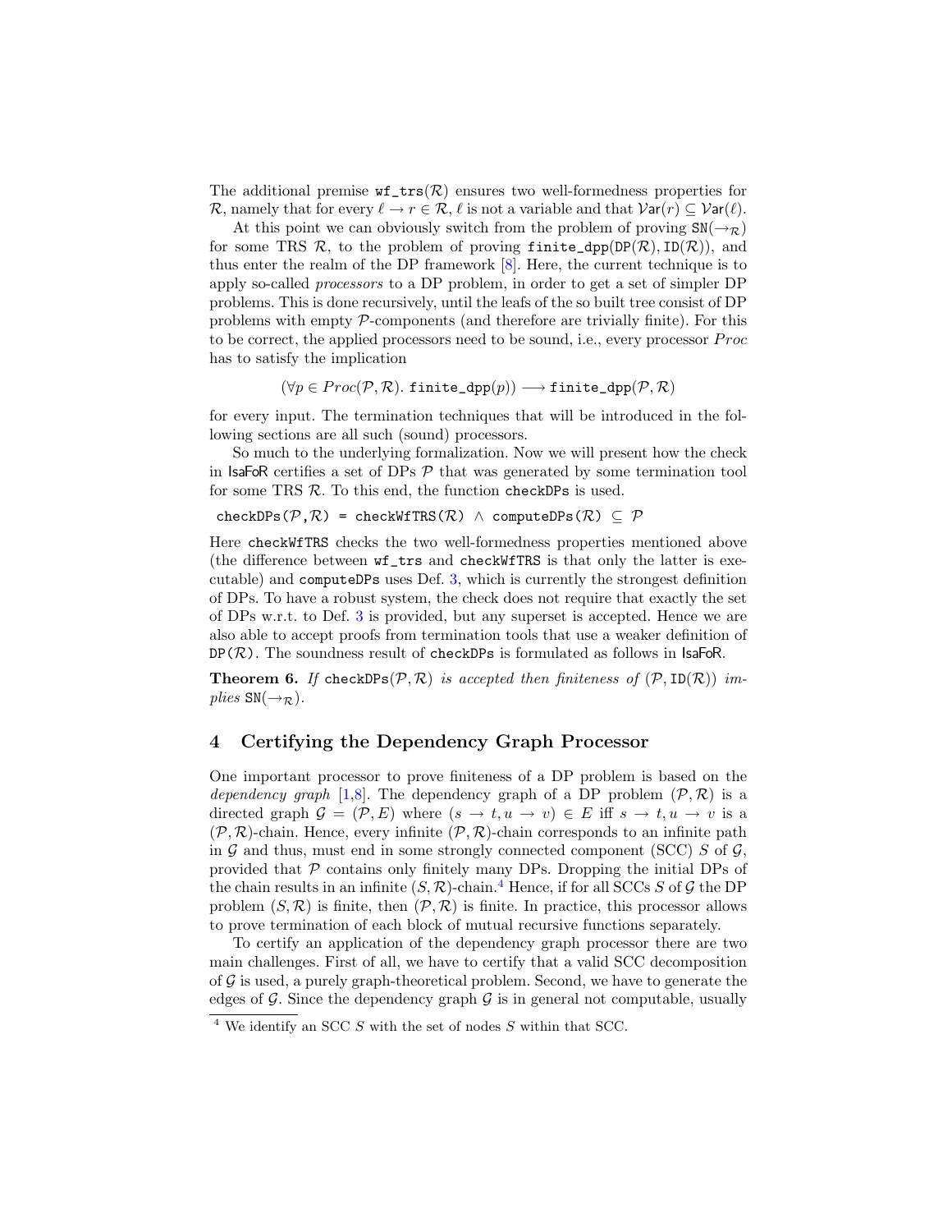The additional premise $\mathtt{wf\_trs}(\mathcal{R})$ ensures two well-formedness properties for $\mathcal{R}$, namely that for every $\ell \to r \in \mathcal{R}$, $\ell$ is not a variable and that $\mathcal{V}\mathsf{ar}(r) \subseteq \mathcal{V}\mathsf{ar}(\ell)$.

At this point we can obviously switch from the problem of proving $\mathtt{SN}(\to_{\mathcal{R}})$ for some TRS $\mathcal{R}$, to the problem of proving $\mathtt{finite\_dpp}(\mathtt{DP}(\mathcal{R}), \mathtt{ID}(\mathcal{R}))$, and thus enter the realm of the DP framework [8]. Here, the current technique is to apply so-called *processors* to a DP problem, in order to get a set of simpler DP problems. This is done recursively, until the leafs of the so built tree consist of DP problems with empty $\mathcal{P}$-components (and therefore are trivially finite). For this to be correct, the applied processors need to be sound, i.e., every processor $Proc$ has to satisfy the implication

$$(\forall p \in Proc(\mathcal{P}, \mathcal{R}).\ \mathtt{finite\_dpp}(p)) \longrightarrow \mathtt{finite\_dpp}(\mathcal{P}, \mathcal{R})$$

for every input. The termination techniques that will be introduced in the following sections are all such (sound) processors.

So much to the underlying formalization. Now we will present how the check in IsaFoR certifies a set of DPs $\mathcal{P}$ that was generated by some termination tool for some TRS $\mathcal{R}$. To this end, the function `checkDPs` is used.

```
checkDPs(P,R) = checkWfTRS(R) ∧ computeDPs(R) ⊆ P
```

Here `checkWfTRS` checks the two well-formedness properties mentioned above (the difference between `wf_trs` and `checkWfTRS` is that only the latter is executable) and `computeDPs` uses Def. 3, which is currently the strongest definition of DPs. To have a robust system, the check does not require that exactly the set of DPs w.r.t. to Def. 3 is provided, but any superset is accepted. Hence we are also able to accept proofs from termination tools that use a weaker definition of $\mathtt{DP}(\mathcal{R})$. The soundness result of `checkDPs` is formulated as follows in IsaFoR.

**Theorem 6.** *If* $\mathtt{checkDPs}(\mathcal{P}, \mathcal{R})$ *is accepted then finiteness of* $(\mathcal{P}, \mathtt{ID}(\mathcal{R}))$ *implies* $\mathtt{SN}(\to_{\mathcal{R}})$.

## 4 Certifying the Dependency Graph Processor

One important processor to prove finiteness of a DP problem is based on the *dependency graph* [1,8]. The dependency graph of a DP problem $(\mathcal{P}, \mathcal{R})$ is a directed graph $\mathcal{G} = (\mathcal{P}, E)$ where $(s \to t, u \to v) \in E$ iff $s \to t, u \to v$ is a $(\mathcal{P}, \mathcal{R})$-chain. Hence, every infinite $(\mathcal{P}, \mathcal{R})$-chain corresponds to an infinite path in $\mathcal{G}$ and thus, must end in some strongly connected component (SCC) $S$ of $\mathcal{G}$, provided that $\mathcal{P}$ contains only finitely many DPs. Dropping the initial DPs of the chain results in an infinite $(S, \mathcal{R})$-chain.[4] Hence, if for all SCCs $S$ of $\mathcal{G}$ the DP problem $(S, \mathcal{R})$ is finite, then $(\mathcal{P}, \mathcal{R})$ is finite. In practice, this processor allows to prove termination of each block of mutual recursive functions separately.

To certify an application of the dependency graph processor there are two main challenges. First of all, we have to certify that a valid SCC decomposition of $\mathcal{G}$ is used, a purely graph-theoretical problem. Second, we have to generate the edges of $\mathcal{G}$. Since the dependency graph $\mathcal{G}$ is in general not computable, usually

[4] We identify an SCC $S$ with the set of nodes $S$ within that SCC.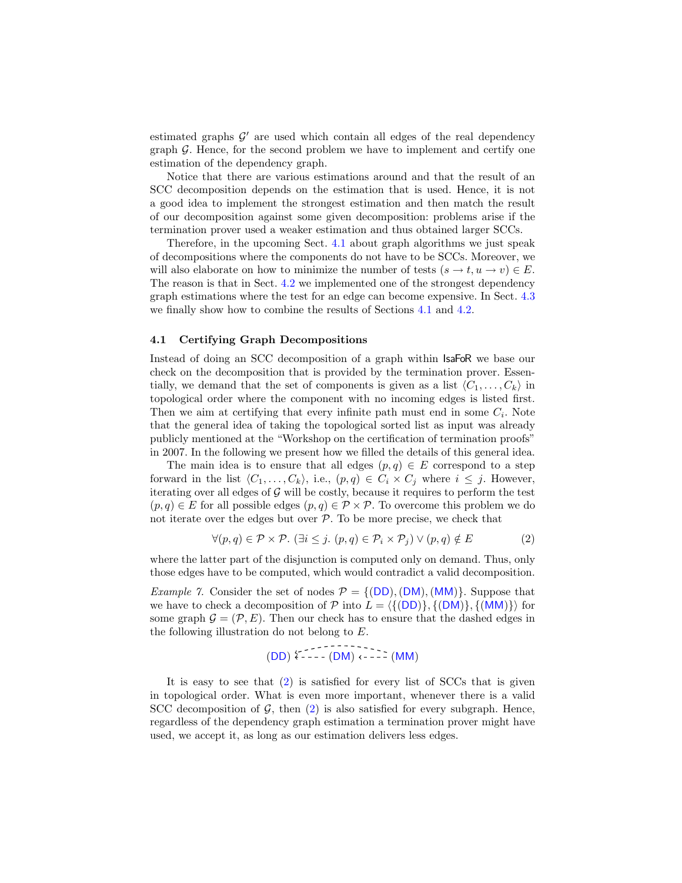estimated graphs $\mathcal{G}'$ are used which contain all edges of the real dependency graph $\mathcal{G}$. Hence, for the second problem we have to implement and certify one estimation of the dependency graph.

Notice that there are various estimations around and that the result of an SCC decomposition depends on the estimation that is used. Hence, it is not a good idea to implement the strongest estimation and then match the result of our decomposition against some given decomposition: problems arise if the termination prover used a weaker estimation and thus obtained larger SCCs.

Therefore, in the upcoming Sect. 4.1 about graph algorithms we just speak of decompositions where the components do not have to be SCCs. Moreover, we will also elaborate on how to minimize the number of tests $(s \to t, u \to v) \in E$. The reason is that in Sect. 4.2 we implemented one of the strongest dependency graph estimations where the test for an edge can become expensive. In Sect. 4.3 we finally show how to combine the results of Sections 4.1 and 4.2.

### 4.1 Certifying Graph Decompositions

Instead of doing an SCC decomposition of a graph within IsaFoR we base our check on the decomposition that is provided by the termination prover. Essentially, we demand that the set of components is given as a list $\langle C_1, \ldots, C_k \rangle$ in topological order where the component with no incoming edges is listed first. Then we aim at certifying that every infinite path must end in some $C_i$. Note that the general idea of taking the topological sorted list as input was already publicly mentioned at the "Workshop on the certification of termination proofs" in 2007. In the following we present how we filled the details of this general idea.

The main idea is to ensure that all edges $(p, q) \in E$ correspond to a step forward in the list $\langle C_1, \ldots, C_k \rangle$, i.e., $(p, q) \in C_i \times C_j$ where $i \leq j$. However, iterating over all edges of $\mathcal{G}$ will be costly, because it requires to perform the test $(p, q) \in E$ for all possible edges $(p, q) \in \mathcal{P} \times \mathcal{P}$. To overcome this problem we do not iterate over the edges but over $\mathcal{P}$. To be more precise, we check that

$$\forall (p, q) \in \mathcal{P} \times \mathcal{P}.\ (\exists i \leq j.\ (p, q) \in \mathcal{P}_i \times \mathcal{P}_j) \vee (p, q) \notin E \tag{2}$$

where the latter part of the disjunction is computed only on demand. Thus, only those edges have to be computed, which would contradict a valid decomposition.

*Example 7.* Consider the set of nodes $\mathcal{P} = \{(\mathsf{DD}), (\mathsf{DM}), (\mathsf{MM})\}$. Suppose that we have to check a decomposition of $\mathcal{P}$ into $L = \langle \{(\mathsf{DD})\}, \{(\mathsf{DM})\}, \{(\mathsf{MM})\} \rangle$ for some graph $\mathcal{G} = (\mathcal{P}, E)$. Then our check has to ensure that the dashed edges in the following illustration do not belong to $E$.

(DD) ⇠ (DM) ⇠ (MM), with an additional dashed edge from (MM) to (DD)

It is easy to see that (2) is satisfied for every list of SCCs that is given in topological order. What is even more important, whenever there is a valid SCC decomposition of $\mathcal{G}$, then (2) is also satisfied for every subgraph. Hence, regardless of the dependency graph estimation a termination prover might have used, we accept it, as long as our estimation delivers less edges.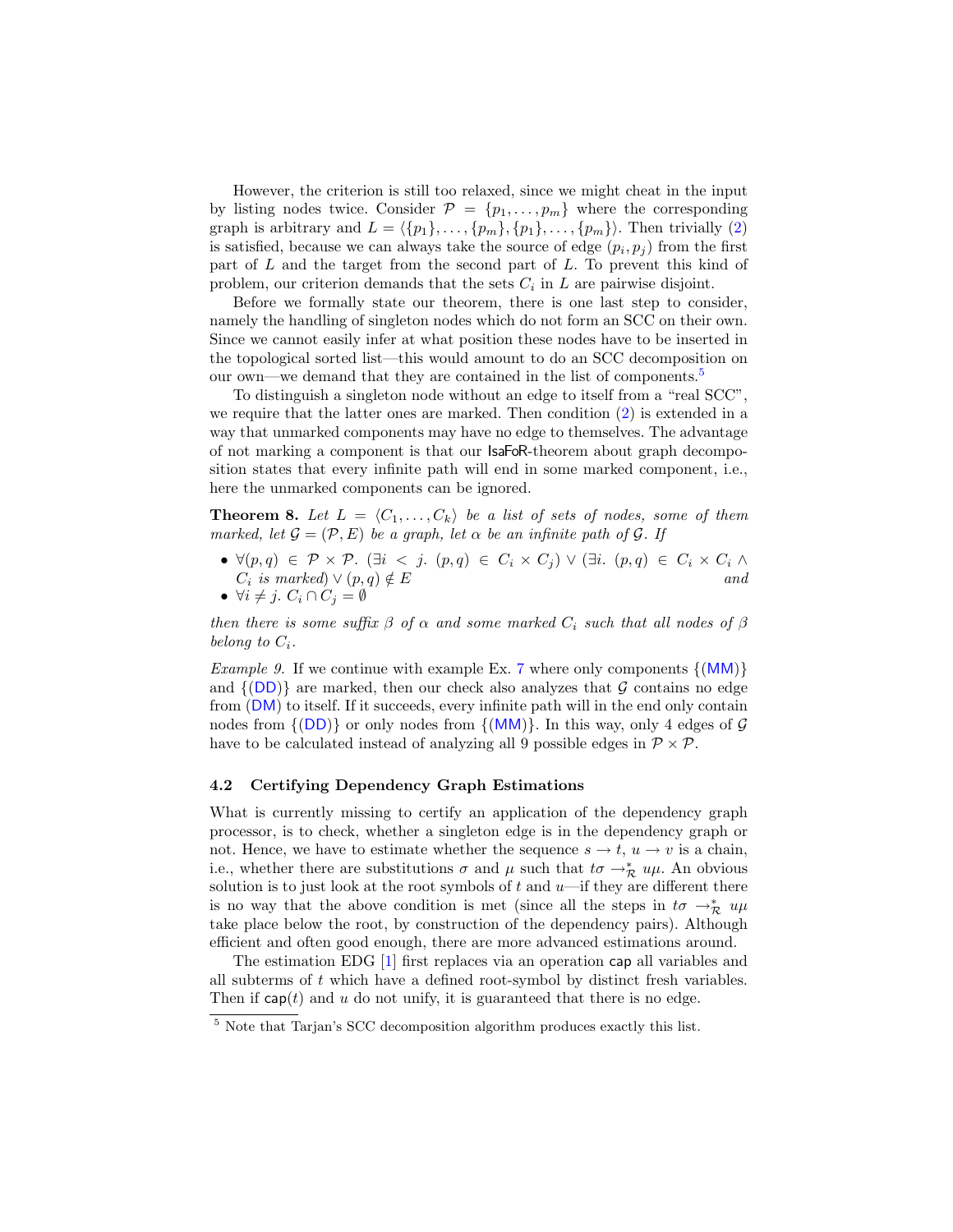However, the criterion is still too relaxed, since we might cheat in the input by listing nodes twice. Consider $\mathcal{P} = \{p_1, \ldots, p_m\}$ where the corresponding graph is arbitrary and $L = \langle \{p_1\}, \ldots, \{p_m\}, \{p_1\}, \ldots, \{p_m\} \rangle$. Then trivially (2) is satisfied, because we can always take the source of edge $(p_i, p_j)$ from the first part of $L$ and the target from the second part of $L$. To prevent this kind of problem, our criterion demands that the sets $C_i$ in $L$ are pairwise disjoint.

Before we formally state our theorem, there is one last step to consider, namely the handling of singleton nodes which do not form an SCC on their own. Since we cannot easily infer at what position these nodes have to be inserted in the topological sorted list—this would amount to do an SCC decomposition on our own—we demand that they are contained in the list of components.[5]

To distinguish a singleton node without an edge to itself from a "real SCC", we require that the latter ones are marked. Then condition (2) is extended in a way that unmarked components may have no edge to themselves. The advantage of not marking a component is that our IsaFoR-theorem about graph decomposition states that every infinite path will end in some marked component, i.e., here the unmarked components can be ignored.

**Theorem 8.** *Let $L = \langle C_1, \ldots, C_k \rangle$ be a list of sets of nodes, some of them marked, let $\mathcal{G} = (\mathcal{P}, E)$ be a graph, let $\alpha$ be an infinite path of $\mathcal{G}$. If*

- $\forall (p, q) \in \mathcal{P} \times \mathcal{P}.\ (\exists i < j.\ (p, q) \in C_i \times C_j) \vee (\exists i.\ (p, q) \in C_i \times C_i \wedge$ *$C_i$ is marked*$) \vee (p, q) \notin E$ *and*
- $\forall i \neq j.\ C_i \cap C_j = \emptyset$

*then there is some suffix $\beta$ of $\alpha$ and some marked $C_i$ such that all nodes of $\beta$ belong to $C_i$.*

*Example 9.* If we continue with example Ex. 7 where only components $\{(\mathsf{MM})\}$ and $\{(\mathsf{DD})\}$ are marked, then our check also analyzes that $\mathcal{G}$ contains no edge from $(\mathsf{DM})$ to itself. If it succeeds, every infinite path will in the end only contain nodes from $\{(\mathsf{DD})\}$ or only nodes from $\{(\mathsf{MM})\}$. In this way, only 4 edges of $\mathcal{G}$ have to be calculated instead of analyzing all 9 possible edges in $\mathcal{P} \times \mathcal{P}$.

### 4.2 Certifying Dependency Graph Estimations

What is currently missing to certify an application of the dependency graph processor, is to check, whether a singleton edge is in the dependency graph or not. Hence, we have to estimate whether the sequence $s \to t$, $u \to v$ is a chain, i.e., whether there are substitutions $\sigma$ and $\mu$ such that $t\sigma \to_{\mathcal{R}}^* u\mu$. An obvious solution is to just look at the root symbols of $t$ and $u$—if they are different there is no way that the above condition is met (since all the steps in $t\sigma \to_{\mathcal{R}}^* u\mu$ take place below the root, by construction of the dependency pairs). Although efficient and often good enough, there are more advanced estimations around.

The estimation EDG [1] first replaces via an operation $\mathsf{cap}$ all variables and all subterms of $t$ which have a defined root-symbol by distinct fresh variables. Then if $\mathsf{cap}(t)$ and $u$ do not unify, it is guaranteed that there is no edge.

[5] Note that Tarjan's SCC decomposition algorithm produces exactly this list.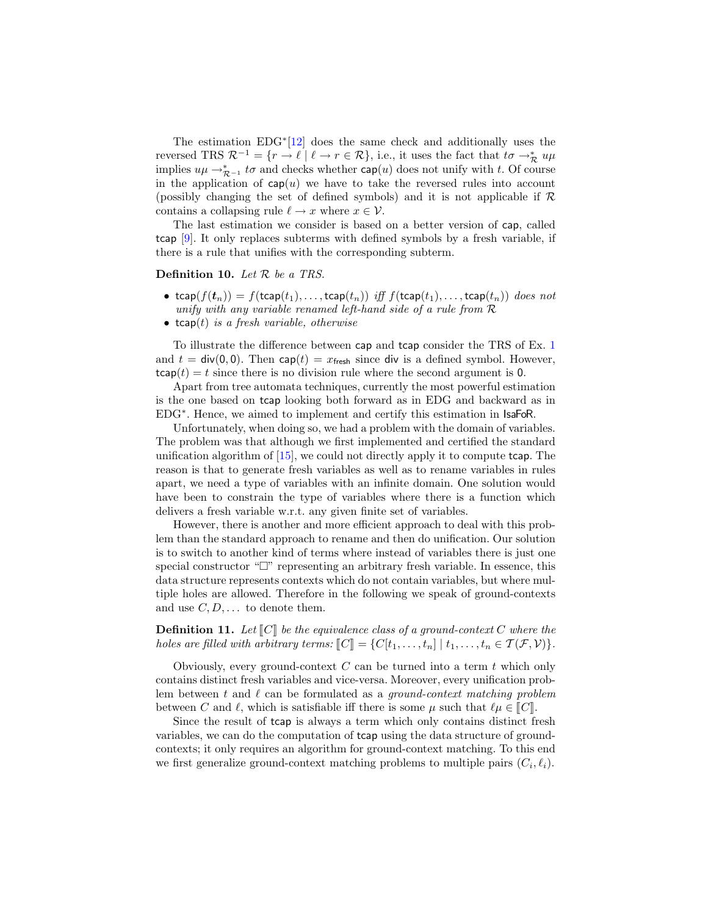The estimation EDG*[12] does the same check and additionally uses the reversed TRS $\mathcal{R}^{-1} = \{r \to \ell \mid \ell \to r \in \mathcal{R}\}$, i.e., it uses the fact that $t\sigma \to_{\mathcal{R}}^* u\mu$ implies $u\mu \to_{\mathcal{R}^{-1}}^* t\sigma$ and checks whether $\mathsf{cap}(u)$ does not unify with $t$. Of course in the application of $\mathsf{cap}(u)$ we have to take the reversed rules into account (possibly changing the set of defined symbols) and it is not applicable if $\mathcal{R}$ contains a collapsing rule $\ell \to x$ where $x \in \mathcal{V}$.

The last estimation we consider is based on a better version of $\mathsf{cap}$, called $\mathsf{tcap}$ [9]. It only replaces subterms with defined symbols by a fresh variable, if there is a rule that unifies with the corresponding subterm.

**Definition 10.** *Let $\mathcal{R}$ be a TRS.*

- $\mathsf{tcap}(f(\boldsymbol{t}_n)) = f(\mathsf{tcap}(t_1), \dots, \mathsf{tcap}(t_n))$ *iff* $f(\mathsf{tcap}(t_1), \dots, \mathsf{tcap}(t_n))$ *does not unify with any variable renamed left-hand side of a rule from* $\mathcal{R}$
- $\mathsf{tcap}(t)$ *is a fresh variable, otherwise*

To illustrate the difference between $\mathsf{cap}$ and $\mathsf{tcap}$ consider the TRS of Ex. 1 and $t = \mathsf{div}(\mathsf{0}, \mathsf{0})$. Then $\mathsf{cap}(t) = x_{\mathsf{fresh}}$ since $\mathsf{div}$ is a defined symbol. However, $\mathsf{tcap}(t) = t$ since there is no division rule where the second argument is $\mathsf{0}$.

Apart from tree automata techniques, currently the most powerful estimation is the one based on $\mathsf{tcap}$ looking both forward as in EDG and backward as in EDG*. Hence, we aimed to implement and certify this estimation in IsaFoR.

Unfortunately, when doing so, we had a problem with the domain of variables. The problem was that although we first implemented and certified the standard unification algorithm of [15], we could not directly apply it to compute $\mathsf{tcap}$. The reason is that to generate fresh variables as well as to rename variables in rules apart, we need a type of variables with an infinite domain. One solution would have been to constrain the type of variables where there is a function which delivers a fresh variable w.r.t. any given finite set of variables.

However, there is another and more efficient approach to deal with this problem than the standard approach to rename and then do unification. Our solution is to switch to another kind of terms where instead of variables there is just one special constructor "$\Box$" representing an arbitrary fresh variable. In essence, this data structure represents contexts which do not contain variables, but where multiple holes are allowed. Therefore in the following we speak of ground-contexts and use $C, D, \dots$ to denote them.

**Definition 11.** *Let $[\![C]\!]$ be the equivalence class of a ground-context $C$ where the holes are filled with arbitrary terms: $[\![C]\!] = \{C[t_1, \dots, t_n] \mid t_1, \dots, t_n \in \mathcal{T}(\mathcal{F}, \mathcal{V})\}$.*

Obviously, every ground-context $C$ can be turned into a term $t$ which only contains distinct fresh variables and vice-versa. Moreover, every unification problem between $t$ and $\ell$ can be formulated as a *ground-context matching problem* between $C$ and $\ell$, which is satisfiable iff there is some $\mu$ such that $\ell\mu \in [\![C]\!]$.

Since the result of $\mathsf{tcap}$ is always a term which only contains distinct fresh variables, we can do the computation of $\mathsf{tcap}$ using the data structure of ground-contexts; it only requires an algorithm for ground-context matching. To this end we first generalize ground-context matching problems to multiple pairs $(C_i, \ell_i)$.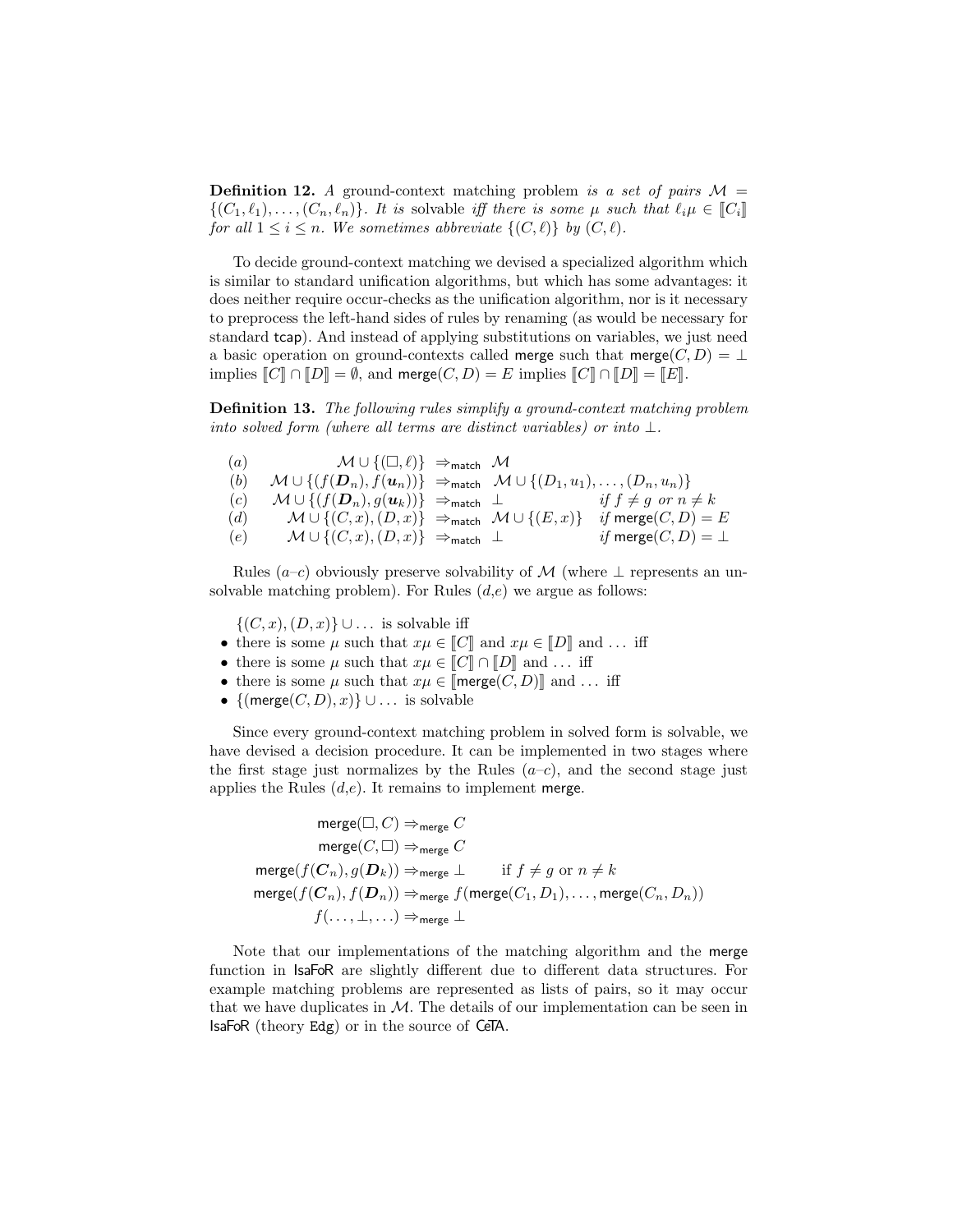**Definition 12.** *A ground-context matching problem is a set of pairs* $\mathcal{M} = \{(C_1, \ell_1), \ldots, (C_n, \ell_n)\}$. *It is solvable iff there is some* $\mu$ *such that* $\ell_i\mu \in [\![C_i]\!]$ *for all* $1 \leq i \leq n$. *We sometimes abbreviate* $\{(C, \ell)\}$ *by* $(C, \ell)$.

To decide ground-context matching we devised a specialized algorithm which is similar to standard unification algorithms, but which has some advantages: it does neither require occur-checks as the unification algorithm, nor is it necessary to preprocess the left-hand sides of rules by renaming (as would be necessary for standard $\mathsf{tcap}$). And instead of applying substitutions on variables, we just need a basic operation on ground-contexts called $\mathsf{merge}$ such that $\mathsf{merge}(C, D) = \bot$ implies $[\![C]\!] \cap [\![D]\!] = \emptyset$, and $\mathsf{merge}(C, D) = E$ implies $[\![C]\!] \cap [\![D]\!] = [\![E]\!]$.

**Definition 13.** *The following rules simplify a ground-context matching problem into solved form (where all terms are distinct variables) or into* $\bot$.

$$
\begin{array}{llll}
(a) & \mathcal{M} \cup \{(\Box, \ell)\} \Rightarrow_{\mathsf{match}} \mathcal{M} & & \\
(b) & \mathcal{M} \cup \{(f(\boldsymbol{D}_n), f(\boldsymbol{u}_n))\} \Rightarrow_{\mathsf{match}} \mathcal{M} \cup \{(D_1, u_1), \ldots, (D_n, u_n)\} & & \\
(c) & \mathcal{M} \cup \{(f(\boldsymbol{D}_n), g(\boldsymbol{u}_k))\} \Rightarrow_{\mathsf{match}} \bot & & \text{if } f \neq g \text{ or } n \neq k \\
(d) & \mathcal{M} \cup \{(C, x), (D, x)\} \Rightarrow_{\mathsf{match}} \mathcal{M} \cup \{(E, x)\} & & \text{if } \mathsf{merge}(C, D) = E \\
(e) & \mathcal{M} \cup \{(C, x), (D, x)\} \Rightarrow_{\mathsf{match}} \bot & & \text{if } \mathsf{merge}(C, D) = \bot
\end{array}
$$

Rules ($a$–$c$) obviously preserve solvability of $\mathcal{M}$ (where $\bot$ represents an unsolvable matching problem). For Rules ($d$,$e$) we argue as follows:

$\{(C, x), (D, x)\} \cup \ldots$ is solvable iff

- there is some $\mu$ such that $x\mu \in [\![C]\!]$ and $x\mu \in [\![D]\!]$ and $\ldots$ iff
- there is some $\mu$ such that $x\mu \in [\![C]\!] \cap [\![D]\!]$ and $\ldots$ iff
- there is some $\mu$ such that $x\mu \in [\![\mathsf{merge}(C, D)]\!]$ and $\ldots$ iff
- $\{(\mathsf{merge}(C, D), x)\} \cup \ldots$ is solvable

Since every ground-context matching problem in solved form is solvable, we have devised a decision procedure. It can be implemented in two stages where the first stage just normalizes by the Rules ($a$–$c$), and the second stage just applies the Rules ($d$,$e$). It remains to implement $\mathsf{merge}$.

$$
\begin{array}{rl}
\mathsf{merge}(\Box, C) \Rightarrow_{\mathsf{merge}} C & \\
\mathsf{merge}(C, \Box) \Rightarrow_{\mathsf{merge}} C & \\
\mathsf{merge}(f(\boldsymbol{C}_n), g(\boldsymbol{D}_k)) \Rightarrow_{\mathsf{merge}} \bot & \quad \text{if } f \neq g \text{ or } n \neq k \\
\mathsf{merge}(f(\boldsymbol{C}_n), f(\boldsymbol{D}_n)) \Rightarrow_{\mathsf{merge}} f(\mathsf{merge}(C_1, D_1), \ldots, \mathsf{merge}(C_n, D_n)) & \\
f(\ldots, \bot, \ldots) \Rightarrow_{\mathsf{merge}} \bot &
\end{array}
$$

Note that our implementations of the matching algorithm and the $\mathsf{merge}$ function in IsaFoR are slightly different due to different data structures. For example matching problems are represented as lists of pairs, so it may occur that we have duplicates in $\mathcal{M}$. The details of our implementation can be seen in IsaFoR (theory `Edg`) or in the source of CeTA.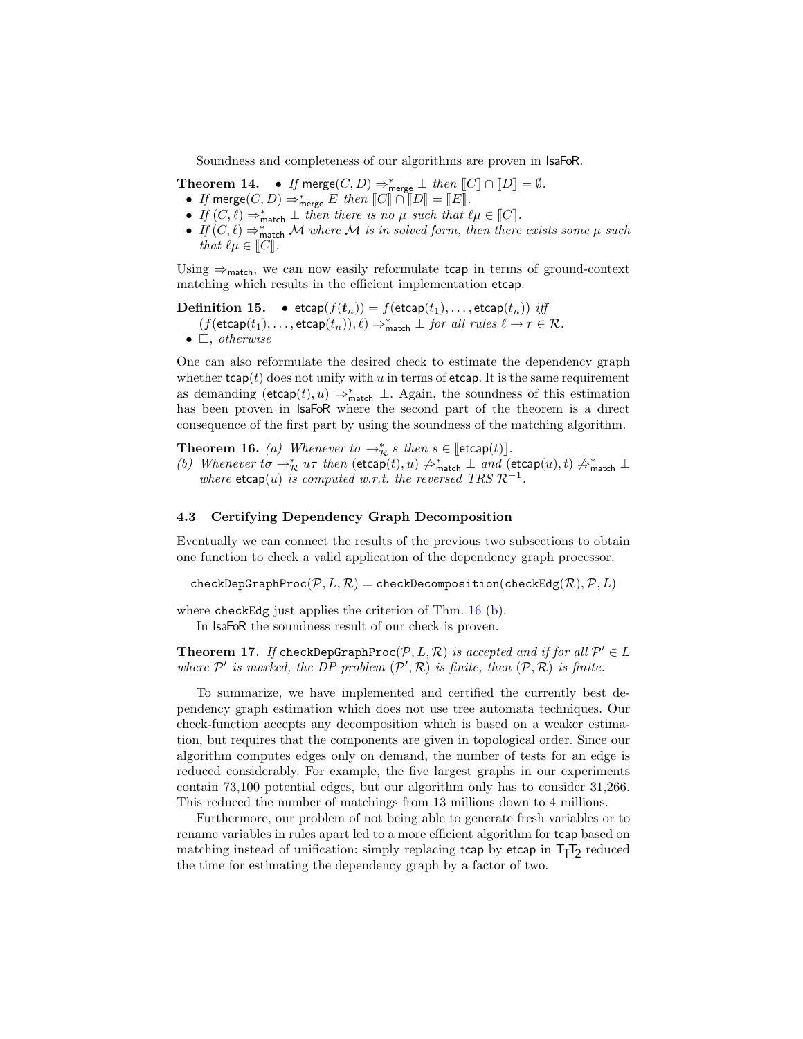Soundness and completeness of our algorithms are proven in IsaFoR.

**Theorem 14.**
- *If* $\mathsf{merge}(C, D) \Rightarrow^*_{\mathsf{merge}} \bot$ *then* $[\![C]\!] \cap [\![D]\!] = \emptyset$.
- *If* $\mathsf{merge}(C, D) \Rightarrow^*_{\mathsf{merge}} E$ *then* $[\![C]\!] \cap [\![D]\!] = [\![E]\!]$.
- *If* $(C, \ell) \Rightarrow^*_{\mathsf{match}} \bot$ *then there is no* $\mu$ *such that* $\ell\mu \in [\![C]\!]$.
- *If* $(C, \ell) \Rightarrow^*_{\mathsf{match}} \mathcal{M}$ *where* $\mathcal{M}$ *is in solved form, then there exists some* $\mu$ *such that* $\ell\mu \in [\![C]\!]$.

Using $\Rightarrow_{\mathsf{match}}$, we can now easily reformulate $\mathsf{tcap}$ in terms of ground-context matching which results in the efficient implementation $\mathsf{etcap}$.

**Definition 15.**
- $\mathsf{etcap}(f(\boldsymbol{t}_n)) = f(\mathsf{etcap}(t_1), \ldots, \mathsf{etcap}(t_n))$ *iff* $(f(\mathsf{etcap}(t_1), \ldots, \mathsf{etcap}(t_n)), \ell) \Rightarrow^*_{\mathsf{match}} \bot$ *for all rules* $\ell \to r \in \mathcal{R}$.
- $\Box$, *otherwise*

One can also reformulate the desired check to estimate the dependency graph whether $\mathsf{tcap}(t)$ does not unify with $u$ in terms of $\mathsf{etcap}$. It is the same requirement as demanding $(\mathsf{etcap}(t), u) \Rightarrow^*_{\mathsf{match}} \bot$. Again, the soundness of this estimation has been proven in IsaFoR where the second part of the theorem is a direct consequence of the first part by using the soundness of the matching algorithm.

**Theorem 16.** *(a) Whenever* $t\sigma \to^*_{\mathcal{R}} s$ *then* $s \in [\![\mathsf{etcap}(t)]\!]$.
*(b) Whenever* $t\sigma \to^*_{\mathcal{R}} u\tau$ *then* $(\mathsf{etcap}(t), u) \not\Rightarrow^*_{\mathsf{match}} \bot$ *and* $(\mathsf{etcap}(u), t) \not\Rightarrow^*_{\mathsf{match}} \bot$ *where* $\mathsf{etcap}(u)$ *is computed w.r.t. the reversed TRS* $\mathcal{R}^{-1}$.

### 4.3 Certifying Dependency Graph Decomposition

Eventually we can connect the results of the previous two subsections to obtain one function to check a valid application of the dependency graph processor.

```
checkDepGraphProc(P, L, R) = checkDecomposition(checkEdg(R), P, L)
```

where `checkEdg` just applies the criterion of Thm. 16 (b).

In IsaFoR the soundness result of our check is proven.

**Theorem 17.** *If* `checkDepGraphProc`$(\mathcal{P}, L, \mathcal{R})$ *is accepted and if for all* $\mathcal{P}' \in L$ *where* $\mathcal{P}'$ *is marked, the DP problem* $(\mathcal{P}', \mathcal{R})$ *is finite, then* $(\mathcal{P}, \mathcal{R})$ *is finite.*

To summarize, we have implemented and certified the currently best dependency graph estimation which does not use tree automata techniques. Our check-function accepts any decomposition which is based on a weaker estimation, but requires that the components are given in topological order. Since our algorithm computes edges only on demand, the number of tests for an edge is reduced considerably. For example, the five largest graphs in our experiments contain 73,100 potential edges, but our algorithm only has to consider 31,266. This reduced the number of matchings from 13 millions down to 4 millions.

Furthermore, our problem of not being able to generate fresh variables or to rename variables in rules apart led to a more efficient algorithm for $\mathsf{tcap}$ based on matching instead of unification: simply replacing $\mathsf{tcap}$ by $\mathsf{etcap}$ in $\mathsf{T_TT_2}$ reduced the time for estimating the dependency graph by a factor of two.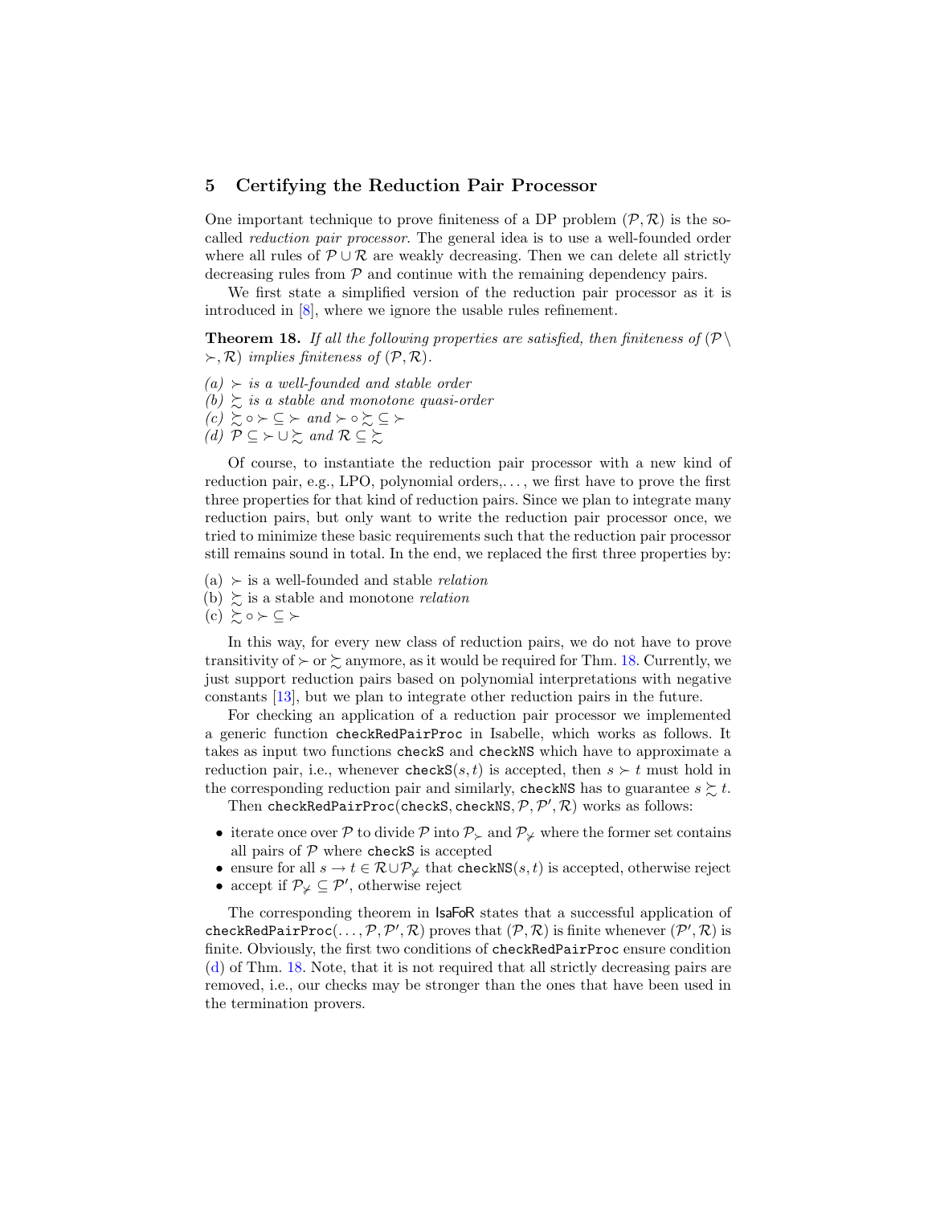## 5 Certifying the Reduction Pair Processor

One important technique to prove finiteness of a DP problem $(\mathcal{P}, \mathcal{R})$ is the so-called *reduction pair processor*. The general idea is to use a well-founded order where all rules of $\mathcal{P} \cup \mathcal{R}$ are weakly decreasing. Then we can delete all strictly decreasing rules from $\mathcal{P}$ and continue with the remaining dependency pairs.

We first state a simplified version of the reduction pair processor as it is introduced in [8], where we ignore the usable rules refinement.

**Theorem 18.** *If all the following properties are satisfied, then finiteness of $(\mathcal{P} \setminus \succ, \mathcal{R})$ implies finiteness of $(\mathcal{P}, \mathcal{R})$.*

*(a) $\succ$ is a well-founded and stable order*
*(b) $\succsim$ is a stable and monotone quasi-order*
*(c) $\succsim \circ \succ \subseteq \succ$ and $\succ \circ \succsim \subseteq \succ$*
*(d) $\mathcal{P} \subseteq \succ \cup \succsim$ and $\mathcal{R} \subseteq \succsim$*

Of course, to instantiate the reduction pair processor with a new kind of reduction pair, e.g., LPO, polynomial orders,..., we first have to prove the first three properties for that kind of reduction pairs. Since we plan to integrate many reduction pairs, but only want to write the reduction pair processor once, we tried to minimize these basic requirements such that the reduction pair processor still remains sound in total. In the end, we replaced the first three properties by:

(a) $\succ$ is a well-founded and stable *relation*
(b) $\succsim$ is a stable and monotone *relation*
(c) $\succsim \circ \succ \subseteq \succ$

In this way, for every new class of reduction pairs, we do not have to prove transitivity of $\succ$ or $\succsim$ anymore, as it would be required for Thm. 18. Currently, we just support reduction pairs based on polynomial interpretations with negative constants [13], but we plan to integrate other reduction pairs in the future.

For checking an application of a reduction pair processor we implemented a generic function `checkRedPairProc` in Isabelle, which works as follows. It takes as input two functions `checkS` and `checkNS` which have to approximate a reduction pair, i.e., whenever `checkS`$(s, t)$ is accepted, then $s \succ t$ must hold in the corresponding reduction pair and similarly, `checkNS` has to guarantee $s \succsim t$.

Then `checkRedPairProc`(`checkS`, `checkNS`, $\mathcal{P}, \mathcal{P}', \mathcal{R}$) works as follows:

- iterate once over $\mathcal{P}$ to divide $\mathcal{P}$ into $\mathcal{P}_\succ$ and $\mathcal{P}_\nsucc$ where the former set contains all pairs of $\mathcal{P}$ where `checkS` is accepted
- ensure for all $s \to t \in \mathcal{R} \cup \mathcal{P}_\nsucc$ that `checkNS`$(s, t)$ is accepted, otherwise reject
- accept if $\mathcal{P}_\nsucc \subseteq \mathcal{P}'$, otherwise reject

The corresponding theorem in IsaFoR states that a successful application of `checkRedPairProc`$(\ldots, \mathcal{P}, \mathcal{P}', \mathcal{R})$ proves that $(\mathcal{P}, \mathcal{R})$ is finite whenever $(\mathcal{P}', \mathcal{R})$ is finite. Obviously, the first two conditions of `checkRedPairProc` ensure condition (d) of Thm. 18. Note, that it is not required that all strictly decreasing pairs are removed, i.e., our checks may be stronger than the ones that have been used in the termination provers.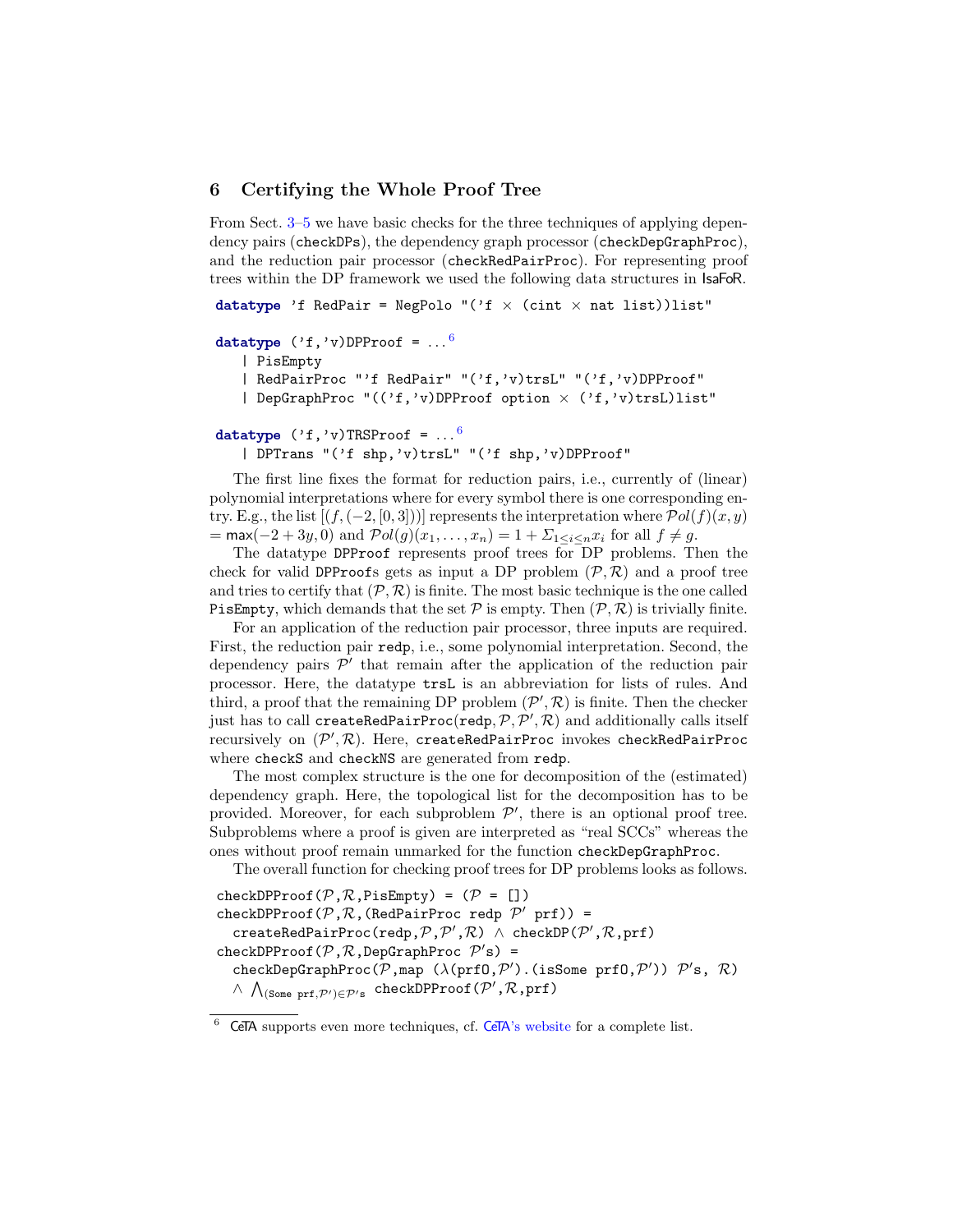## 6 Certifying the Whole Proof Tree

From Sect. 3–5 we have basic checks for the three techniques of applying dependency pairs (`checkDPs`), the dependency graph processor (`checkDepGraphProc`), and the reduction pair processor (`checkRedPairProc`). For representing proof trees within the DP framework we used the following data structures in IsaFoR.

```
datatype 'f RedPair = NegPolo "('f × (cint × nat list))list"

datatype ('f,'v)DPProof = ...⁶
  | PisEmpty
  | RedPairProc "'f RedPair" "('f,'v)trsL" "('f,'v)DPProof"
  | DepGraphProc "(('f,'v)DPProof option × ('f,'v)trsL)list"

datatype ('f,'v)TRSProof = ...⁶
  | DPTrans "('f shp,'v)trsL" "('f shp,'v)DPProof"
```

The first line fixes the format for reduction pairs, i.e., currently of (linear) polynomial interpretations where for every symbol there is one corresponding entry. E.g., the list $[(f, (-2, [0, 3]))]$ represents the interpretation where $\mathcal{P}ol(f)(x, y) = \mathsf{max}(-2 + 3y, 0)$ and $\mathcal{P}ol(g)(x_1, \ldots, x_n) = 1 + \Sigma_{1 \leq i \leq n} x_i$ for all $f \neq g$.

The datatype `DPProof` represents proof trees for DP problems. Then the check for valid `DPProof`s gets as input a DP problem $(\mathcal{P}, \mathcal{R})$ and a proof tree and tries to certify that $(\mathcal{P}, \mathcal{R})$ is finite. The most basic technique is the one called `PisEmpty`, which demands that the set $\mathcal{P}$ is empty. Then $(\mathcal{P}, \mathcal{R})$ is trivially finite.

For an application of the reduction pair processor, three inputs are required. First, the reduction pair `redp`, i.e., some polynomial interpretation. Second, the dependency pairs $\mathcal{P}'$ that remain after the application of the reduction pair processor. Here, the datatype `trsL` is an abbreviation for lists of rules. And third, a proof that the remaining DP problem $(\mathcal{P}', \mathcal{R})$ is finite. Then the checker just has to call `createRedPairProc`$(\texttt{redp}, \mathcal{P}, \mathcal{P}', \mathcal{R})$ and additionally calls itself recursively on $(\mathcal{P}', \mathcal{R})$. Here, `createRedPairProc` invokes `checkRedPairProc` where `checkS` and `checkNS` are generated from `redp`.

The most complex structure is the one for decomposition of the (estimated) dependency graph. Here, the topological list for the decomposition has to be provided. Moreover, for each subproblem $\mathcal{P}'$, there is an optional proof tree. Subproblems where a proof is given are interpreted as "real SCCs" whereas the ones without proof remain unmarked for the function `checkDepGraphProc`.

The overall function for checking proof trees for DP problems looks as follows.

```
checkDPProof(𝒫,ℛ,PisEmpty) = (𝒫 = [])
checkDPProof(𝒫,ℛ,(RedPairProc redp 𝒫' prf)) =
  createRedPairProc(redp,𝒫,𝒫',ℛ) ∧ checkDP(𝒫',ℛ,prf)
checkDPProof(𝒫,ℛ,DepGraphProc 𝒫's) =
  checkDepGraphProc(𝒫,map (λ(prfO,𝒫').(isSome prfO,𝒫')) 𝒫's, ℛ)
  ∧ ⋀(Some prf,𝒫')∈𝒫's checkDPProof(𝒫',ℛ,prf)
```

[6] CeTA supports even more techniques, cf. CeTA's website for a complete list.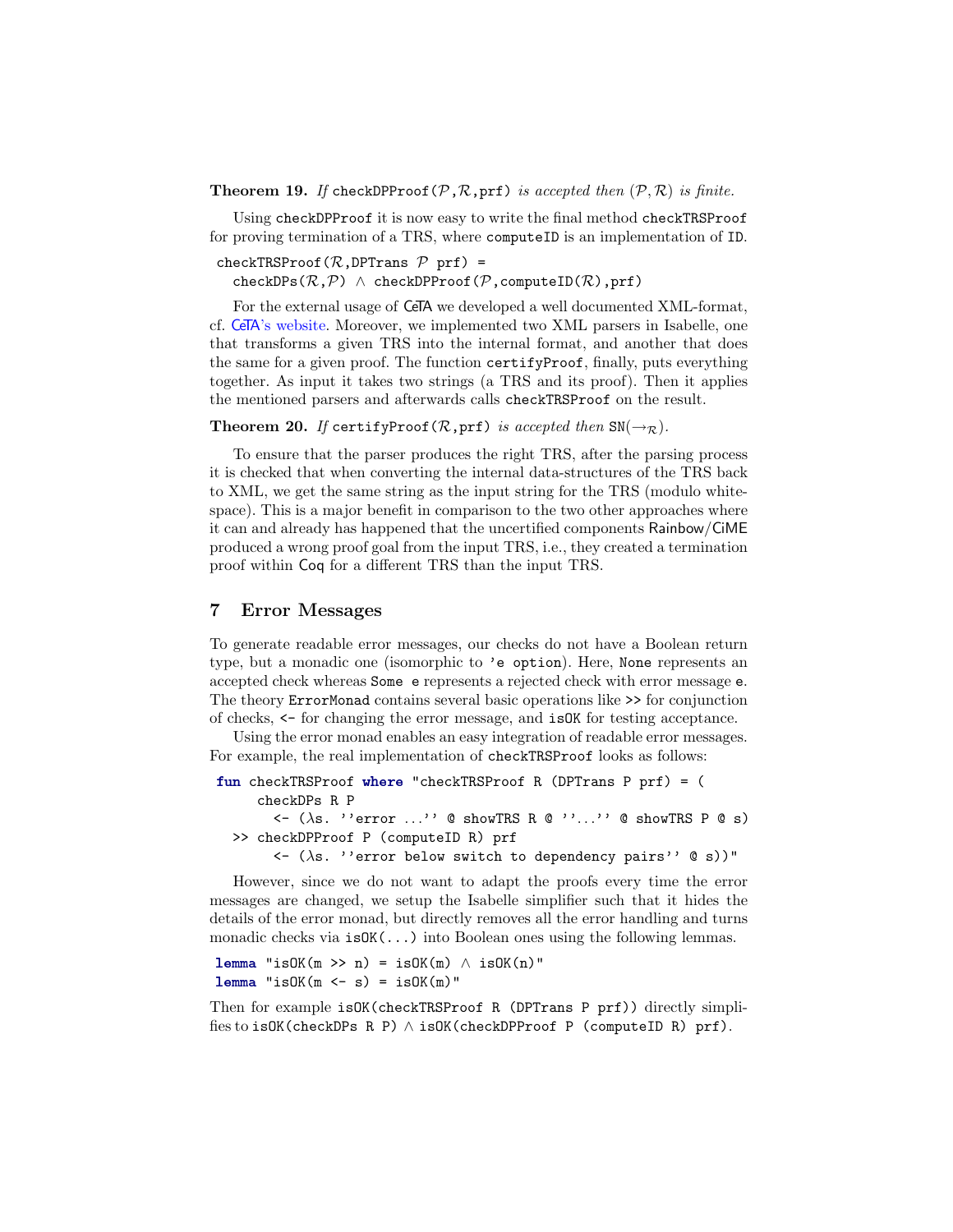**Theorem 19.** *If* `checkDPProof(`$\mathcal{P}$`,`$\mathcal{R}$`,prf)` *is accepted then* $(\mathcal{P}, \mathcal{R})$ *is finite.*

Using `checkDPProof` it is now easy to write the final method `checkTRSProof` for proving termination of a TRS, where `computeID` is an implementation of `ID`.

```
checkTRSProof(R,DPTrans P prf) =
  checkDPs(R,P) ∧ checkDPProof(P,computeID(R),prf)
```

For the external usage of CeTA we developed a well documented XML-format, cf. CeTA's website. Moreover, we implemented two XML parsers in Isabelle, one that transforms a given TRS into the internal format, and another that does the same for a given proof. The function `certifyProof`, finally, puts everything together. As input it takes two strings (a TRS and its proof). Then it applies the mentioned parsers and afterwards calls `checkTRSProof` on the result.

**Theorem 20.** *If* `certifyProof(`$\mathcal{R}$`,prf)` *is accepted then* $\mathtt{SN}(\to_{\mathcal{R}})$.

To ensure that the parser produces the right TRS, after the parsing process it is checked that when converting the internal data-structures of the TRS back to XML, we get the same string as the input string for the TRS (modulo white-space). This is a major benefit in comparison to the two other approaches where it can and already has happened that the uncertified components Rainbow/CiME produced a wrong proof goal from the input TRS, i.e., they created a termination proof within Coq for a different TRS than the input TRS.

## 7 Error Messages

To generate readable error messages, our checks do not have a Boolean return type, but a monadic one (isomorphic to `'e option`). Here, `None` represents an accepted check whereas `Some e` represents a rejected check with error message `e`. The theory `ErrorMonad` contains several basic operations like `>>` for conjunction of checks, `<-` for changing the error message, and `isOK` for testing acceptance.

Using the error monad enables an easy integration of readable error messages. For example, the real implementation of `checkTRSProof` looks as follows:

```
fun checkTRSProof where "checkTRSProof R (DPTrans P prf) = (
     checkDPs R P
       <- (λs. ''error ...'' @ showTRS R @ ''...'' @ showTRS P @ s)
  >> checkDPProof P (computeID R) prf
       <- (λs. ''error below switch to dependency pairs'' @ s))"
```

However, since we do not want to adapt the proofs every time the error messages are changed, we setup the Isabelle simplifier such that it hides the details of the error monad, but directly removes all the error handling and turns monadic checks via `isOK(...)` into Boolean ones using the following lemmas.

```
lemma "isOK(m >> n) = isOK(m) ∧ isOK(n)"
lemma "isOK(m <- s) = isOK(m)"
```

Then for example `isOK(checkTRSProof R (DPTrans P prf))` directly simplifies to `isOK(checkDPs R P)` ∧ `isOK(checkDPProof P (computeID R) prf)`.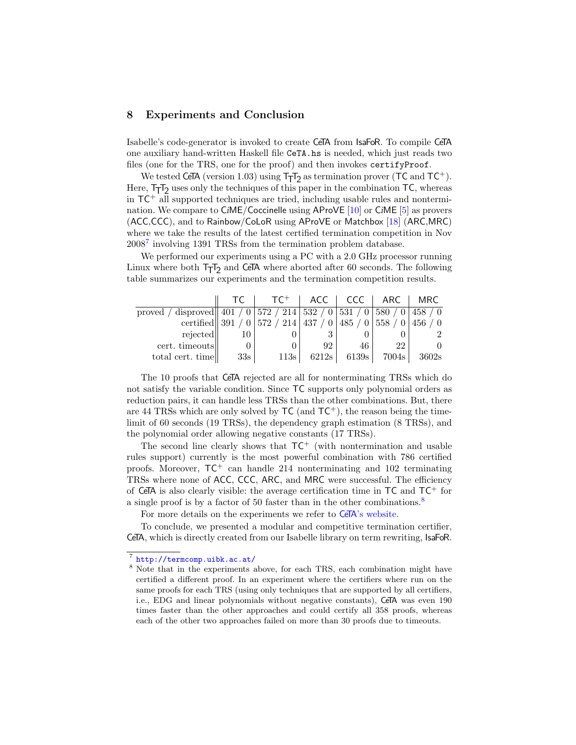## 8 Experiments and Conclusion

Isabelle's code-generator is invoked to create CeTA from IsaFoR. To compile CeTA one auxiliary hand-written Haskell file `CeTA.hs` is needed, which just reads two files (one for the TRS, one for the proof) and then invokes `certifyProof`.

We tested CeTA (version 1.03) using $\mathsf{T_TT_2}$ as termination prover (TC and TC$^+$). Here, $\mathsf{T_TT_2}$ uses only the techniques of this paper in the combination TC, whereas in TC$^+$ all supported techniques are tried, including usable rules and nontermination. We compare to CiME/Coccinelle using AProVE [10] or CiME [5] as provers (ACC,CCC), and to Rainbow/CoLoR using AProVE or Matchbox [18] (ARC,MRC) where we take the results of the latest certified termination competition in Nov 2008[7] involving 1391 TRSs from the termination problem database.

We performed our experiments using a PC with a 2.0 GHz processor running Linux where both $\mathsf{T_TT_2}$ and CeTA where aborted after 60 seconds. The following table summarizes our experiments and the termination competition results.

| | TC | TC$^+$ | ACC | CCC | ARC | MRC |
|---|---|---|---|---|---|---|
| proved / disproved | 401 / 0 | 572 / 214 | 532 / 0 | 531 / 0 | 580 / 0 | 458 / 0 |
| certified | 391 / 0 | 572 / 214 | 437 / 0 | 485 / 0 | 558 / 0 | 456 / 0 |
| rejected | 10 | 0 | 3 | 0 | 0 | 2 |
| cert. timeouts | 0 | 0 | 92 | 46 | 22 | 0 |
| total cert. time | 33s | 113s | 6212s | 6139s | 7004s | 3602s |

The 10 proofs that CeTA rejected are all for nonterminating TRSs which do not satisfy the variable condition. Since TC supports only polynomial orders as reduction pairs, it can handle less TRSs than the other combinations. But, there are 44 TRSs which are only solved by TC (and TC$^+$), the reason being the time-limit of 60 seconds (19 TRSs), the dependency graph estimation (8 TRSs), and the polynomial order allowing negative constants (17 TRSs).

The second line clearly shows that TC$^+$ (with nontermination and usable rules support) currently is the most powerful combination with 786 certified proofs. Moreover, TC$^+$ can handle 214 nonterminating and 102 terminating TRSs where none of ACC, CCC, ARC, and MRC were successful. The efficiency of CeTA is also clearly visible: the average certification time in TC and TC$^+$ for a single proof is by a factor of 50 faster than in the other combinations.[8]

For more details on the experiments we refer to CeTA's website.

To conclude, we presented a modular and competitive termination certifier, CeTA, which is directly created from our Isabelle library on term rewriting, IsaFoR.

---

[7] http://termcomp.uibk.ac.at/

[8] Note that in the experiments above, for each TRS, each combination might have certified a different proof. In an experiment where the certifiers where run on the same proofs for each TRS (using only techniques that are supported by all certifiers, i.e., EDG and linear polynomials without negative constants), CeTA was even 190 times faster than the other approaches and could certify all 358 proofs, whereas each of the other two approaches failed on more than 30 proofs due to timeouts.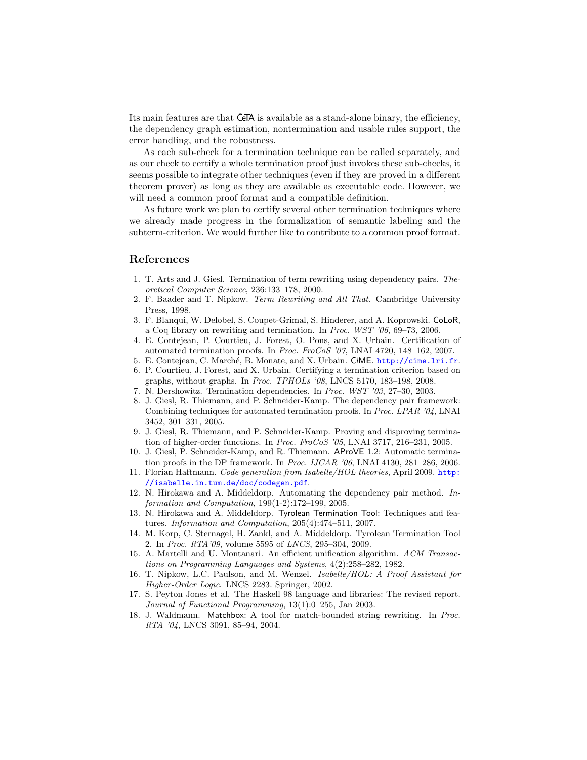Its main features are that CeTA is available as a stand-alone binary, the efficiency, the dependency graph estimation, nontermination and usable rules support, the error handling, and the robustness.

As each sub-check for a termination technique can be called separately, and as our check to certify a whole termination proof just invokes these sub-checks, it seems possible to integrate other techniques (even if they are proved in a different theorem prover) as long as they are available as executable code. However, we will need a common proof format and a compatible definition.

As future work we plan to certify several other termination techniques where we already made progress in the formalization of semantic labeling and the subterm-criterion. We would further like to contribute to a common proof format.

## References

1. T. Arts and J. Giesl. Termination of term rewriting using dependency pairs. *Theoretical Computer Science*, 236:133–178, 2000.
2. F. Baader and T. Nipkow. *Term Rewriting and All That.* Cambridge University Press, 1998.
3. F. Blanqui, W. Delobel, S. Coupet-Grimal, S. Hinderer, and A. Koprowski. CoLoR, a Coq library on rewriting and termination. In *Proc. WST '06*, 69–73, 2006.
4. E. Contejean, P. Courtieu, J. Forest, O. Pons, and X. Urbain. Certification of automated termination proofs. In *Proc. FroCoS '07*, LNAI 4720, 148–162, 2007.
5. E. Contejean, C. Marché, B. Monate, and X. Urbain. CiME. http://cime.lri.fr.
6. P. Courtieu, J. Forest, and X. Urbain. Certifying a termination criterion based on graphs, without graphs. In *Proc. TPHOLs '08*, LNCS 5170, 183–198, 2008.
7. N. Dershowitz. Termination dependencies. In *Proc. WST '03*, 27–30, 2003.
8. J. Giesl, R. Thiemann, and P. Schneider-Kamp. The dependency pair framework: Combining techniques for automated termination proofs. In *Proc. LPAR '04*, LNAI 3452, 301–331, 2005.
9. J. Giesl, R. Thiemann, and P. Schneider-Kamp. Proving and disproving termination of higher-order functions. In *Proc. FroCoS '05*, LNAI 3717, 216–231, 2005.
10. J. Giesl, P. Schneider-Kamp, and R. Thiemann. AProVE 1.2: Automatic termination proofs in the DP framework. In *Proc. IJCAR '06*, LNAI 4130, 281–286, 2006.
11. Florian Haftmann. *Code generation from Isabelle/HOL theories*, April 2009. http://isabelle.in.tum.de/doc/codegen.pdf.
12. N. Hirokawa and A. Middeldorp. Automating the dependency pair method. *Information and Computation*, 199(1-2):172–199, 2005.
13. N. Hirokawa and A. Middeldorp. Tyrolean Termination Tool: Techniques and features. *Information and Computation*, 205(4):474–511, 2007.
14. M. Korp, C. Sternagel, H. Zankl, and A. Middeldorp. Tyrolean Termination Tool 2. In *Proc. RTA'09*, volume 5595 of *LNCS*, 295–304, 2009.
15. A. Martelli and U. Montanari. An efficient unification algorithm. *ACM Transactions on Programming Languages and Systems*, 4(2):258–282, 1982.
16. T. Nipkow, L.C. Paulson, and M. Wenzel. *Isabelle/HOL: A Proof Assistant for Higher-Order Logic*. LNCS 2283. Springer, 2002.
17. S. Peyton Jones et al. The Haskell 98 language and libraries: The revised report. *Journal of Functional Programming*, 13(1):0–255, Jan 2003.
18. J. Waldmann. Matchbox: A tool for match-bounded string rewriting. In *Proc. RTA '04*, LNCS 3091, 85–94, 2004.